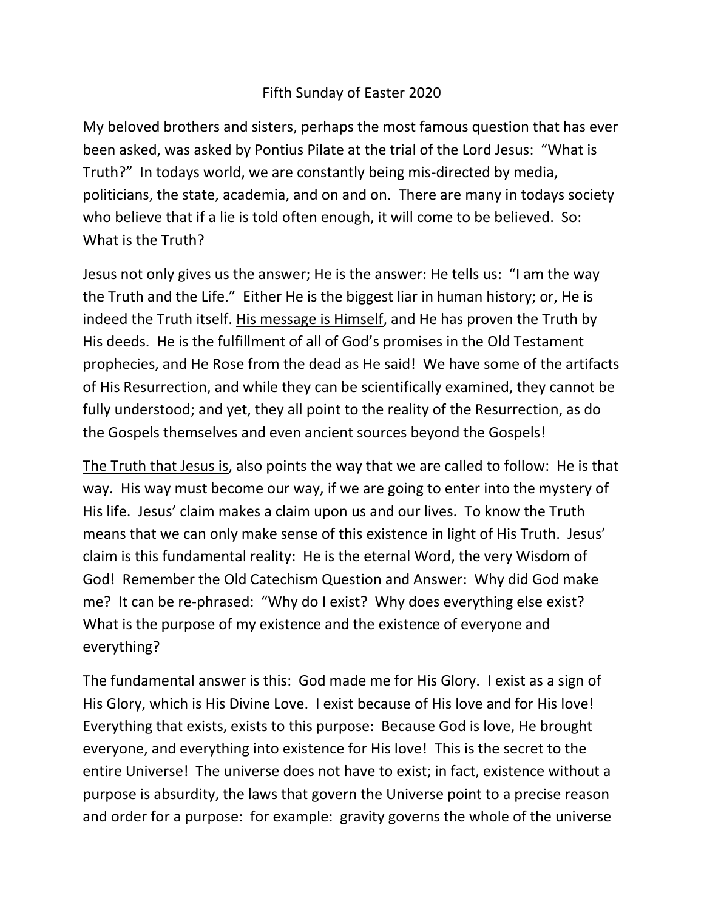# Fifth Sunday of Easter 2020

My beloved brothers and sisters, perhaps the most famous question that has ever been asked, was asked by Pontius Pilate at the trial of the Lord Jesus: "What is Truth?" In todays world, we are constantly being mis-directed by media, politicians, the state, academia, and on and on. There are many in todays society who believe that if a lie is told often enough, it will come to be believed. So: What is the Truth?

Jesus not only gives us the answer; He is the answer: He tells us: "I am the way the Truth and the Life." Either He is the biggest liar in human history; or, He is indeed the Truth itself. <u>His message is Himself</u>, and He has proven the Truth by His deeds. He is the fulfillment of all of God's promises in the Old Testament prophecies, and He Rose from the dead as He said! We have some of the artifacts of His Resurrection, and while they can be scientifically examined, they cannot be fully understood; and yet, they all point to the reality of the Resurrection, as do the Gospels themselves and even ancient sources beyond the Gospels!

<u>The Truth that Jesus is</u>, also points the way that we are called to follow: He is that way. His way must become our way, if we are going to enter into the mystery of His life. Jesus' claim makes a claim upon us and our lives. To know the Truth means that we can only make sense of this existence in light of His Truth. Jesus' claim is this fundamental reality: He is the eternal Word, the very Wisdom of God! Remember the Old Catechism Question and Answer: Why did God make me? It can be re-phrased: "Why do I exist? Why does everything else exist? What is the purpose of my existence and the existence of everyone and everything?

The fundamental answer is this: God made me for His Glory. I exist as a sign of His Glory, which is His Divine Love. I exist because of His love and for His love! Everything that exists, exists to this purpose: Because God is love, He brought everyone, and everything into existence for His love! This is the secret to the entire Universe! The universe does not have to exist; in fact, existence without a purpose is absurdity, the laws that govern the Universe point to a precise reason and order for a purpose: for example: gravity governs the whole of the universe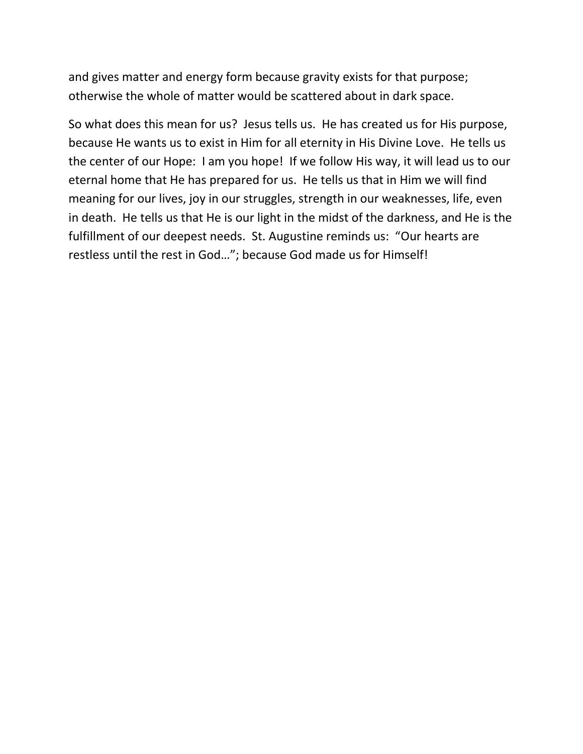and gives matter and energy form because gravity exists for that purpose; otherwise the whole of matter would be scattered about in dark space.

So what does this mean for us? Jesus tells us. He has created us for His purpose, because He wants us to exist in Him for all eternity in His Divine Love. He tells us the center of our Hope: I am you hope! If we follow His way, it will lead us to our eternal home that He has prepared for us. He tells us that in Him we will find meaning for our lives, joy in our struggles, strength in our weaknesses, life, even in death. He tells us that He is our light in the midst of the darkness, and He is the fulfillment of our deepest needs. St. Augustine reminds us: "Our hearts are restless until the rest in God…"; because God made us for Himself!